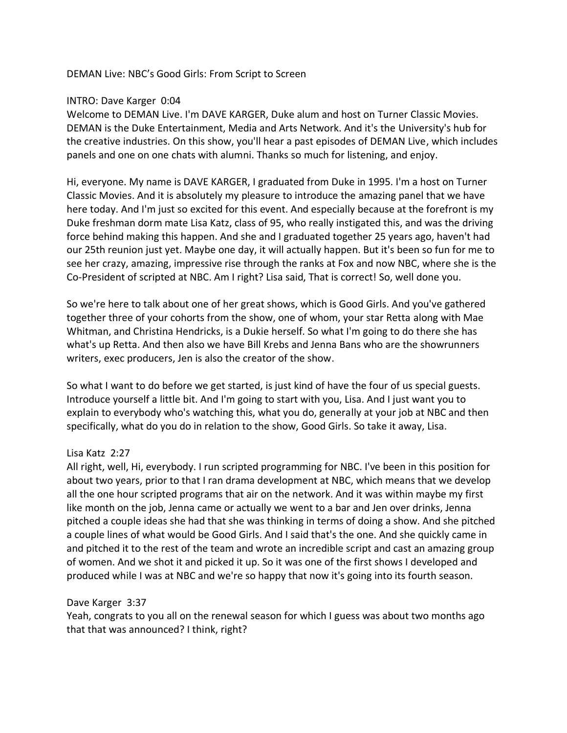DEMAN Live: NBC's Good Girls: From Script to Screen

INTRO: Dave Karger 0:04
Welcome to DEMAN Live. I'm DAVE KARGER, Duke alum and host on Turner Classic Movies. DEMAN is the Duke Entertainment, Media and Arts Network. And it's the University's hub for the creative industries. On this show, you'll hear a past episodes of DEMAN Live, which includes panels and one on one chats with alumni. Thanks so much for listening, and enjoy.

Hi, everyone. My name is DAVE KARGER, I graduated from Duke in 1995. I'm a host on Turner Classic Movies. And it is absolutely my pleasure to introduce the amazing panel that we have here today. And I'm just so excited for this event. And especially because at the forefront is my Duke freshman dorm mate Lisa Katz, class of 95, who really instigated this, and was the driving force behind making this happen. And she and I graduated together 25 years ago, haven't had our 25th reunion just yet. Maybe one day, it will actually happen. But it's been so fun for me to see her crazy, amazing, impressive rise through the ranks at Fox and now NBC, where she is the Co-President of scripted at NBC. Am I right? Lisa said, That is correct! So, well done you.

So we're here to talk about one of her great shows, which is Good Girls. And you've gathered together three of your cohorts from the show, one of whom, your star Retta along with Mae Whitman, and Christina Hendricks, is a Dukie herself. So what I'm going to do there she has what's up Retta. And then also we have Bill Krebs and Jenna Bans who are the showrunners writers, exec producers, Jen is also the creator of the show.

So what I want to do before we get started, is just kind of have the four of us special guests. Introduce yourself a little bit. And I'm going to start with you, Lisa. And I just want you to explain to everybody who's watching this, what you do, generally at your job at NBC and then specifically, what do you do in relation to the show, Good Girls. So take it away, Lisa.

Lisa Katz 2:27
All right, well, Hi, everybody. I run scripted programming for NBC. I've been in this position for about two years, prior to that I ran drama development at NBC, which means that we develop all the one hour scripted programs that air on the network. And it was within maybe my first like month on the job, Jenna came or actually we went to a bar and Jen over drinks, Jenna pitched a couple ideas she had that she was thinking in terms of doing a show. And she pitched a couple lines of what would be Good Girls. And I said that's the one. And she quickly came in and pitched it to the rest of the team and wrote an incredible script and cast an amazing group of women. And we shot it and picked it up. So it was one of the first shows I developed and produced while I was at NBC and we're so happy that now it's going into its fourth season.

Dave Karger 3:37
Yeah, congrats to you all on the renewal season for which I guess was about two months ago that that was announced? I think, right?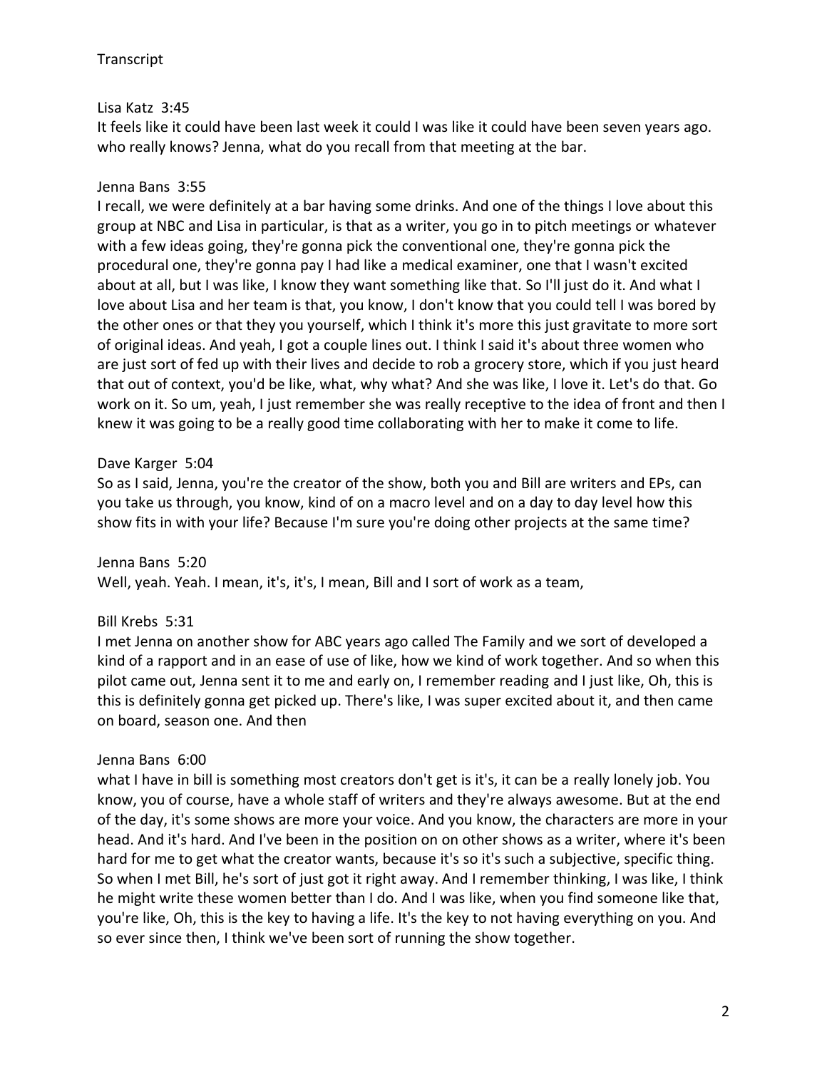Transcript

Lisa Katz 3:45

It feels like it could have been last week it could I was like it could have been seven years ago. who really knows? Jenna, what do you recall from that meeting at the bar.

Jenna Bans 3:55

I recall, we were definitely at a bar having some drinks. And one of the things I love about this group at NBC and Lisa in particular, is that as a writer, you go in to pitch meetings or whatever with a few ideas going, they're gonna pick the conventional one, they're gonna pick the procedural one, they're gonna pay I had like a medical examiner, one that I wasn't excited about at all, but I was like, I know they want something like that. So I'll just do it. And what I love about Lisa and her team is that, you know, I don't know that you could tell I was bored by the other ones or that they you yourself, which I think it's more this just gravitate to more sort of original ideas. And yeah, I got a couple lines out. I think I said it's about three women who are just sort of fed up with their lives and decide to rob a grocery store, which if you just heard that out of context, you'd be like, what, why what? And she was like, I love it. Let's do that. Go work on it. So um, yeah, I just remember she was really receptive to the idea of front and then I knew it was going to be a really good time collaborating with her to make it come to life.

Dave Karger 5:04

So as I said, Jenna, you're the creator of the show, both you and Bill are writers and EPs, can you take us through, you know, kind of on a macro level and on a day to day level how this show fits in with your life? Because I'm sure you're doing other projects at the same time?

Jenna Bans 5:20

Well, yeah. Yeah. I mean, it's, it's, I mean, Bill and I sort of work as a team,

Bill Krebs 5:31

I met Jenna on another show for ABC years ago called The Family and we sort of developed a kind of a rapport and in an ease of use of like, how we kind of work together. And so when this pilot came out, Jenna sent it to me and early on, I remember reading and I just like, Oh, this is this is definitely gonna get picked up. There's like, I was super excited about it, and then came on board, season one. And then

Jenna Bans 6:00

what I have in bill is something most creators don't get is it's, it can be a really lonely job. You know, you of course, have a whole staff of writers and they're always awesome. But at the end of the day, it's some shows are more your voice. And you know, the characters are more in your head. And it's hard. And I've been in the position on on other shows as a writer, where it's been hard for me to get what the creator wants, because it's so it's such a subjective, specific thing. So when I met Bill, he's sort of just got it right away. And I remember thinking, I was like, I think he might write these women better than I do. And I was like, when you find someone like that, you're like, Oh, this is the key to having a life. It's the key to not having everything on you. And so ever since then, I think we've been sort of running the show together.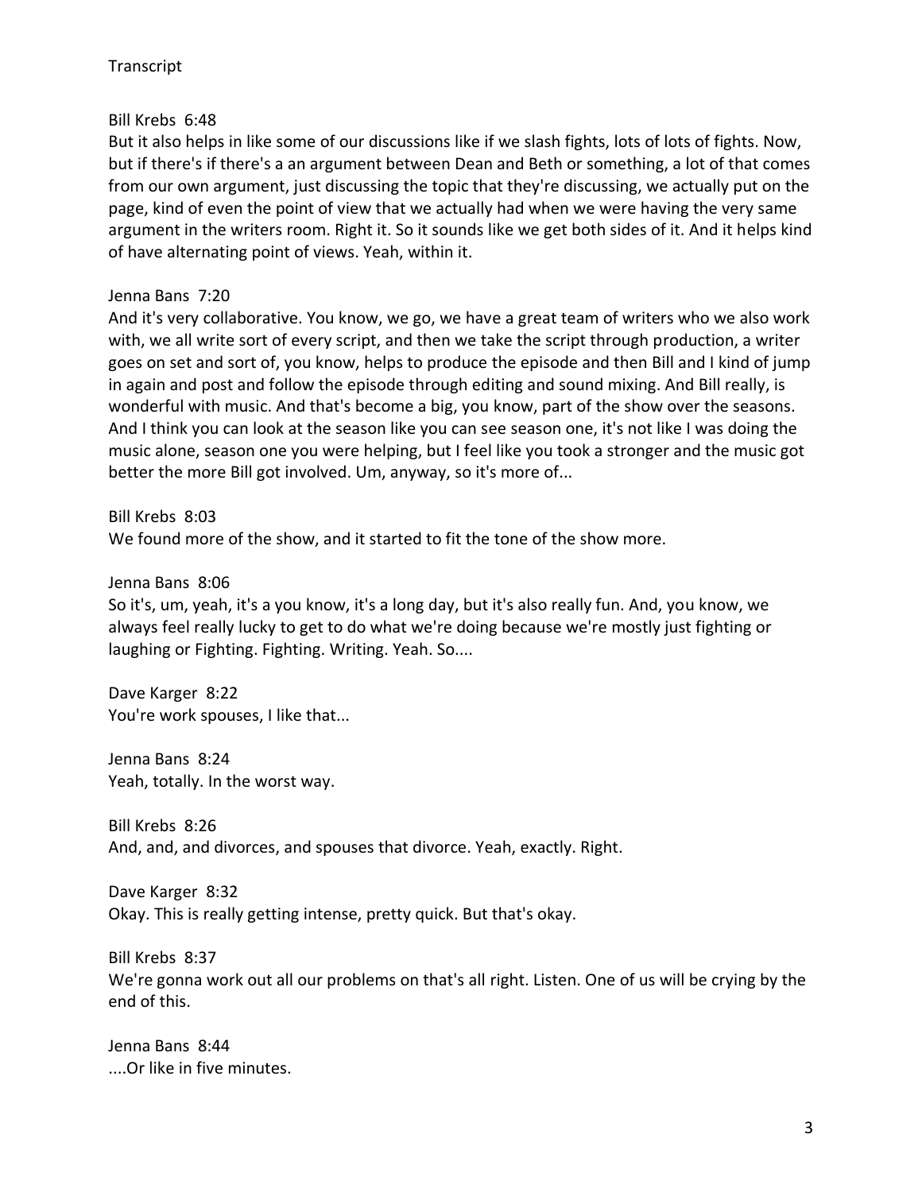Bill Krebs 6:48
But it also helps in like some of our discussions like if we slash fights, lots of lots of fights. Now, but if there's if there's a an argument between Dean and Beth or something, a lot of that comes from our own argument, just discussing the topic that they're discussing, we actually put on the page, kind of even the point of view that we actually had when we were having the very same argument in the writers room. Right it. So it sounds like we get both sides of it. And it helps kind of have alternating point of views. Yeah, within it.

Jenna Bans 7:20
And it's very collaborative. You know, we go, we have a great team of writers who we also work with, we all write sort of every script, and then we take the script through production, a writer goes on set and sort of, you know, helps to produce the episode and then Bill and I kind of jump in again and post and follow the episode through editing and sound mixing. And Bill really, is wonderful with music. And that's become a big, you know, part of the show over the seasons. And I think you can look at the season like you can see season one, it's not like I was doing the music alone, season one you were helping, but I feel like you took a stronger and the music got better the more Bill got involved. Um, anyway, so it's more of...

Bill Krebs 8:03
We found more of the show, and it started to fit the tone of the show more.

Jenna Bans 8:06
So it's, um, yeah, it's a you know, it's a long day, but it's also really fun. And, you know, we always feel really lucky to get to do what we're doing because we're mostly just fighting or laughing or Fighting. Fighting. Writing. Yeah. So....

Dave Karger 8:22
You're work spouses, I like that...

Jenna Bans 8:24
Yeah, totally. In the worst way.

Bill Krebs 8:26
And, and, and divorces, and spouses that divorce. Yeah, exactly. Right.

Dave Karger 8:32
Okay. This is really getting intense, pretty quick. But that's okay.

Bill Krebs 8:37
We're gonna work out all our problems on that's all right. Listen. One of us will be crying by the end of this.

Jenna Bans 8:44
....Or like in five minutes.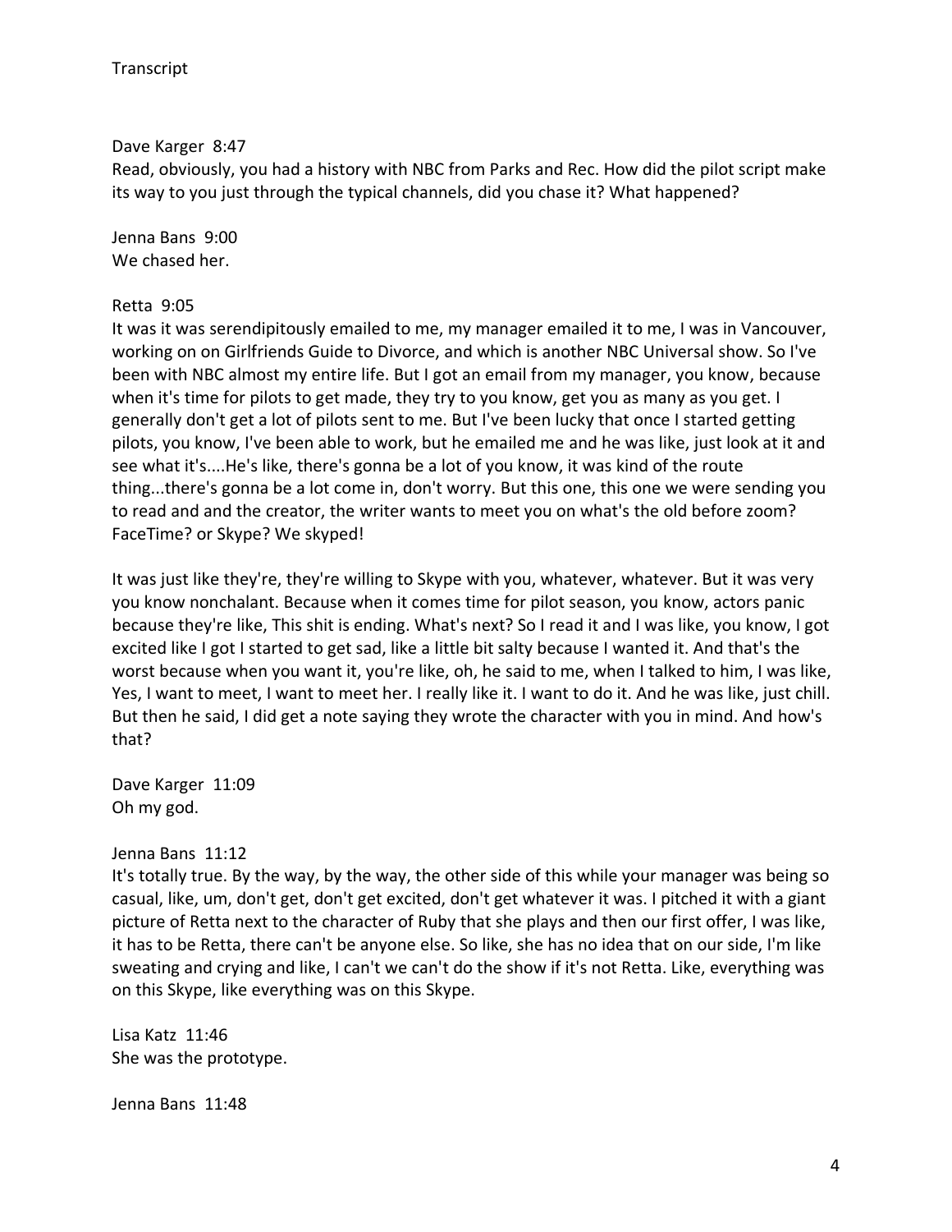Dave Karger 8:47
Read, obviously, you had a history with NBC from Parks and Rec. How did the pilot script make its way to you just through the typical channels, did you chase it? What happened?

Jenna Bans 9:00
We chased her.

Retta 9:05
It was it was serendipitously emailed to me, my manager emailed it to me, I was in Vancouver, working on on Girlfriends Guide to Divorce, and which is another NBC Universal show. So I've been with NBC almost my entire life. But I got an email from my manager, you know, because when it's time for pilots to get made, they try to you know, get you as many as you get. I generally don't get a lot of pilots sent to me. But I've been lucky that once I started getting pilots, you know, I've been able to work, but he emailed me and he was like, just look at it and see what it's....He's like, there's gonna be a lot of you know, it was kind of the route thing...there's gonna be a lot come in, don't worry. But this one, this one we were sending you to read and and the creator, the writer wants to meet you on what's the old before zoom? FaceTime? or Skype? We skyped!

It was just like they're, they're willing to Skype with you, whatever, whatever. But it was very you know nonchalant. Because when it comes time for pilot season, you know, actors panic because they're like, This shit is ending. What's next? So I read it and I was like, you know, I got excited like I got I started to get sad, like a little bit salty because I wanted it. And that's the worst because when you want it, you're like, oh, he said to me, when I talked to him, I was like, Yes, I want to meet, I want to meet her. I really like it. I want to do it. And he was like, just chill. But then he said, I did get a note saying they wrote the character with you in mind. And how's that?

Dave Karger 11:09
Oh my god.

Jenna Bans 11:12
It's totally true. By the way, by the way, the other side of this while your manager was being so casual, like, um, don't get, don't get excited, don't get whatever it was. I pitched it with a giant picture of Retta next to the character of Ruby that she plays and then our first offer, I was like, it has to be Retta, there can't be anyone else. So like, she has no idea that on our side, I'm like sweating and crying and like, I can't we can't do the show if it's not Retta. Like, everything was on this Skype, like everything was on this Skype.

Lisa Katz 11:46
She was the prototype.

Jenna Bans 11:48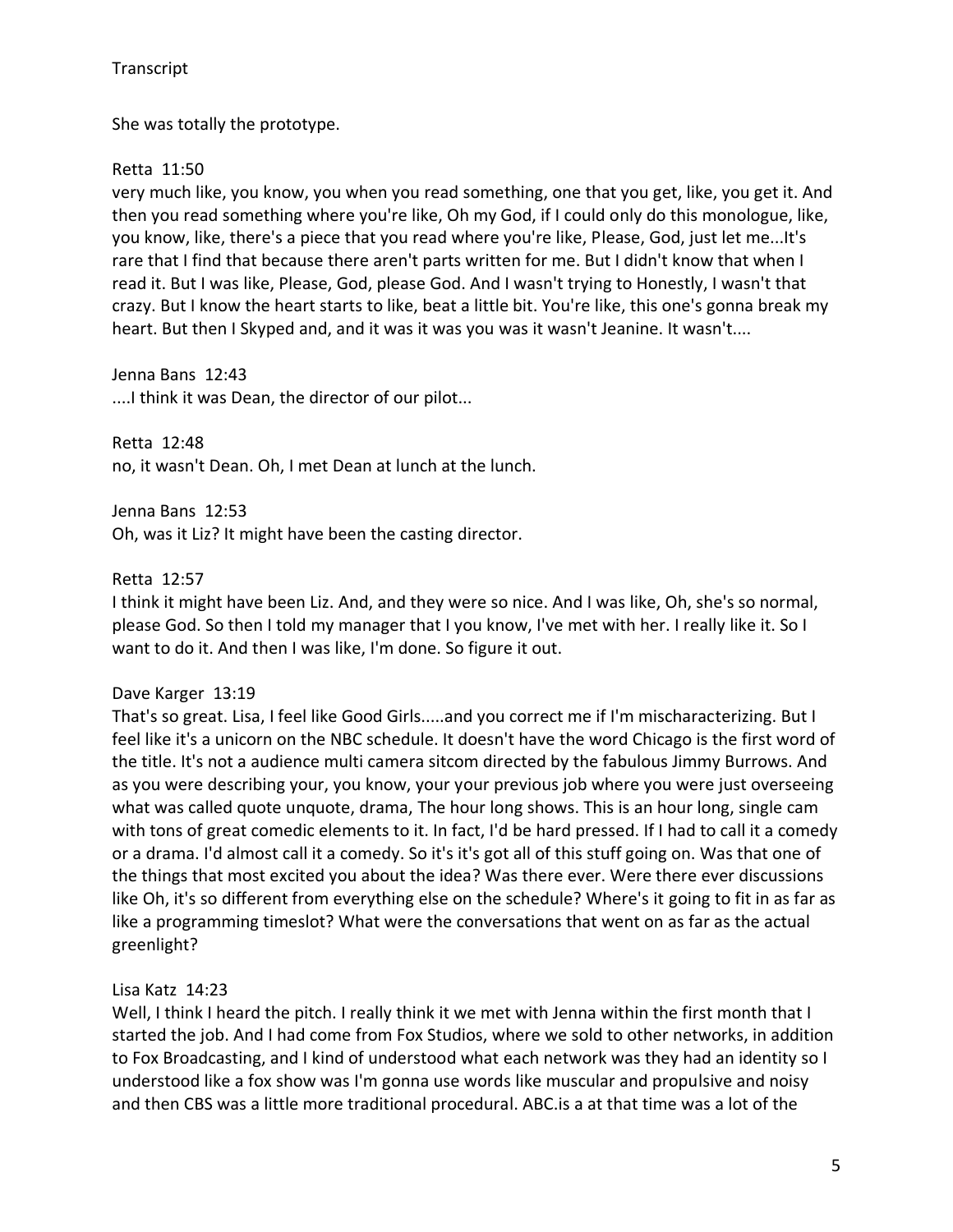She was totally the prototype.

Retta 11:50

very much like, you know, you when you read something, one that you get, like, you get it. And then you read something where you're like, Oh my God, if I could only do this monologue, like, you know, like, there's a piece that you read where you're like, Please, God, just let me...It's rare that I find that because there aren't parts written for me. But I didn't know that when I read it. But I was like, Please, God, please God. And I wasn't trying to Honestly, I wasn't that crazy. But I know the heart starts to like, beat a little bit. You're like, this one's gonna break my heart. But then I Skyped and, and it was it was you was it wasn't Jeanine. It wasn't....

Jenna Bans 12:43

....I think it was Dean, the director of our pilot...

Retta 12:48

no, it wasn't Dean. Oh, I met Dean at lunch at the lunch.

Jenna Bans 12:53

Oh, was it Liz? It might have been the casting director.

Retta 12:57

I think it might have been Liz. And, and they were so nice. And I was like, Oh, she's so normal, please God. So then I told my manager that I you know, I've met with her. I really like it. So I want to do it. And then I was like, I'm done. So figure it out.

Dave Karger 13:19

That's so great. Lisa, I feel like Good Girls.....and you correct me if I'm mischaracterizing. But I feel like it's a unicorn on the NBC schedule. It doesn't have the word Chicago is the first word of the title. It's not a audience multi camera sitcom directed by the fabulous Jimmy Burrows. And as you were describing your, you know, your your previous job where you were just overseeing what was called quote unquote, drama, The hour long shows. This is an hour long, single cam with tons of great comedic elements to it. In fact, I'd be hard pressed. If I had to call it a comedy or a drama. I'd almost call it a comedy. So it's it's got all of this stuff going on. Was that one of the things that most excited you about the idea? Was there ever. Were there ever discussions like Oh, it's so different from everything else on the schedule? Where's it going to fit in as far as like a programming timeslot? What were the conversations that went on as far as the actual greenlight?

Lisa Katz 14:23

Well, I think I heard the pitch. I really think it we met with Jenna within the first month that I started the job. And I had come from Fox Studios, where we sold to other networks, in addition to Fox Broadcasting, and I kind of understood what each network was they had an identity so I understood like a fox show was I'm gonna use words like muscular and propulsive and noisy and then CBS was a little more traditional procedural. ABC.is a at that time was a lot of the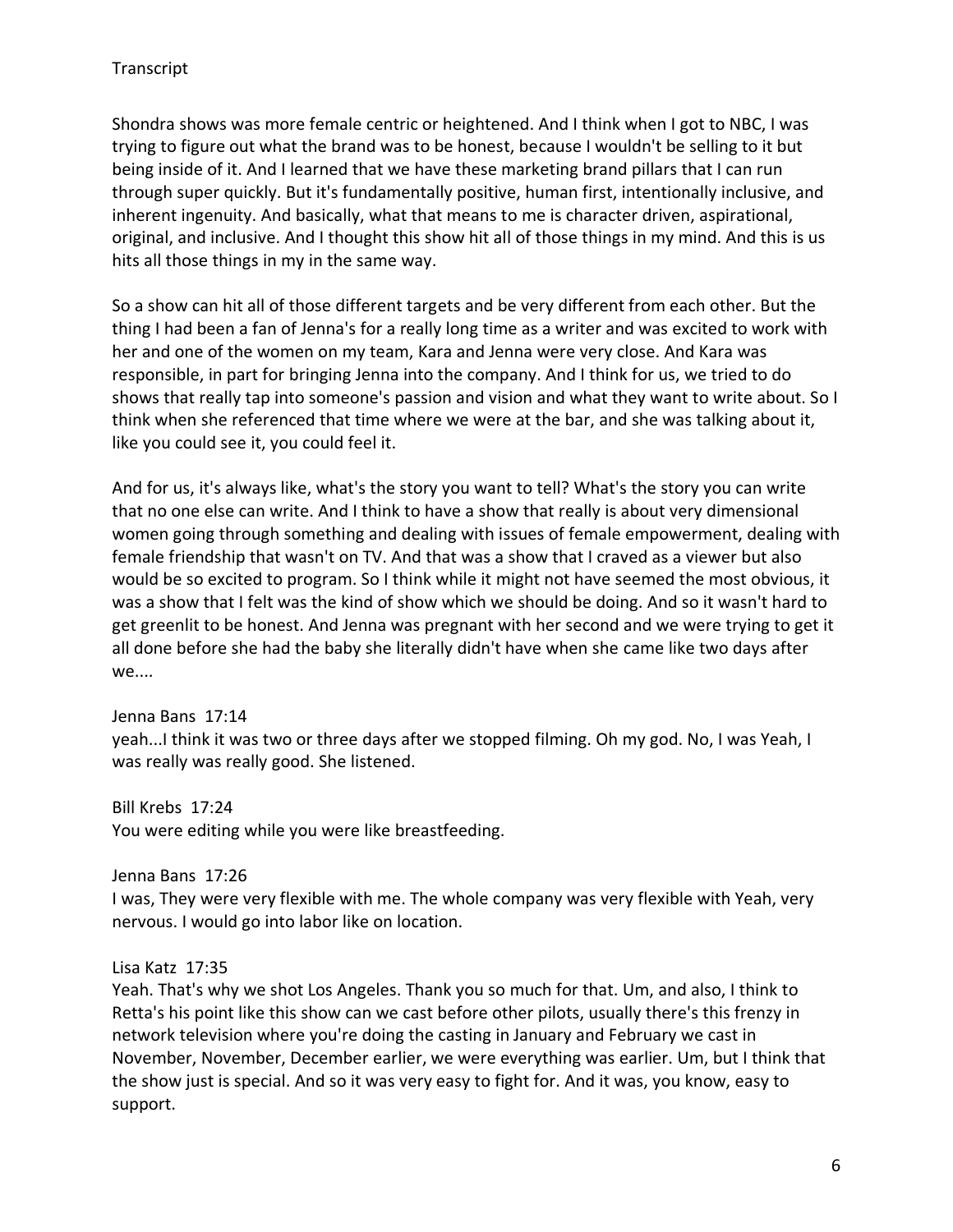Shondra shows was more female centric or heightened. And I think when I got to NBC, I was trying to figure out what the brand was to be honest, because I wouldn't be selling to it but being inside of it. And I learned that we have these marketing brand pillars that I can run through super quickly. But it's fundamentally positive, human first, intentionally inclusive, and inherent ingenuity. And basically, what that means to me is character driven, aspirational, original, and inclusive. And I thought this show hit all of those things in my mind. And this is us hits all those things in my in the same way.

So a show can hit all of those different targets and be very different from each other. But the thing I had been a fan of Jenna's for a really long time as a writer and was excited to work with her and one of the women on my team, Kara and Jenna were very close. And Kara was responsible, in part for bringing Jenna into the company. And I think for us, we tried to do shows that really tap into someone's passion and vision and what they want to write about. So I think when she referenced that time where we were at the bar, and she was talking about it, like you could see it, you could feel it.

And for us, it's always like, what's the story you want to tell? What's the story you can write that no one else can write. And I think to have a show that really is about very dimensional women going through something and dealing with issues of female empowerment, dealing with female friendship that wasn't on TV. And that was a show that I craved as a viewer but also would be so excited to program. So I think while it might not have seemed the most obvious, it was a show that I felt was the kind of show which we should be doing. And so it wasn't hard to get greenlit to be honest. And Jenna was pregnant with her second and we were trying to get it all done before she had the baby she literally didn't have when she came like two days after we....

Jenna Bans 17:14
yeah...I think it was two or three days after we stopped filming. Oh my god. No, I was Yeah, I was really was really good. She listened.

Bill Krebs 17:24
You were editing while you were like breastfeeding.

Jenna Bans 17:26
I was, They were very flexible with me. The whole company was very flexible with Yeah, very nervous. I would go into labor like on location.

Lisa Katz 17:35
Yeah. That's why we shot Los Angeles. Thank you so much for that. Um, and also, I think to Retta's his point like this show can we cast before other pilots, usually there's this frenzy in network television where you're doing the casting in January and February we cast in November, November, December earlier, we were everything was earlier. Um, but I think that the show just is special. And so it was very easy to fight for. And it was, you know, easy to support.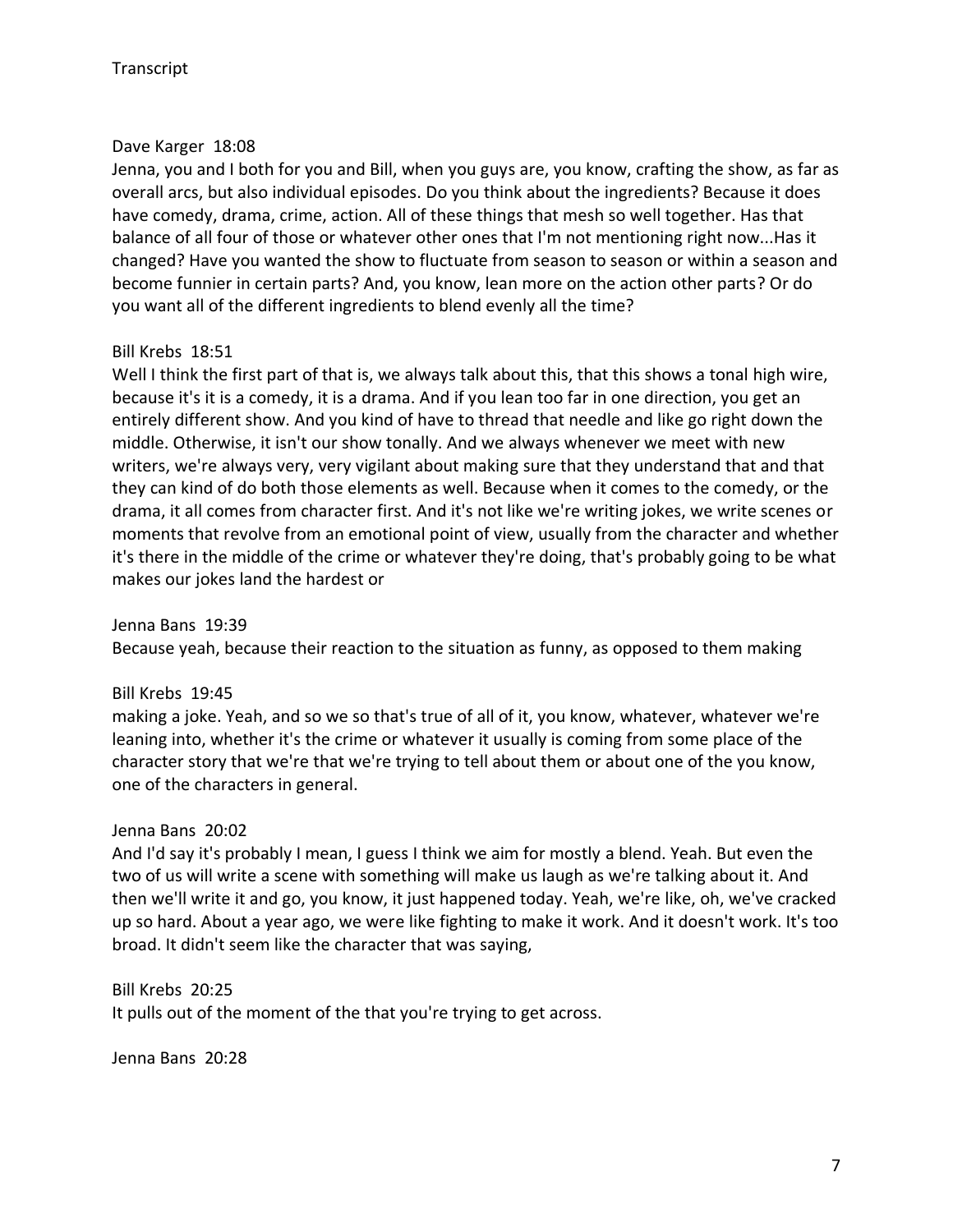Dave Karger 18:08

Jenna, you and I both for you and Bill, when you guys are, you know, crafting the show, as far as overall arcs, but also individual episodes. Do you think about the ingredients? Because it does have comedy, drama, crime, action. All of these things that mesh so well together. Has that balance of all four of those or whatever other ones that I'm not mentioning right now...Has it changed? Have you wanted the show to fluctuate from season to season or within a season and become funnier in certain parts? And, you know, lean more on the action other parts? Or do you want all of the different ingredients to blend evenly all the time?

Bill Krebs 18:51

Well I think the first part of that is, we always talk about this, that this shows a tonal high wire, because it's it is a comedy, it is a drama. And if you lean too far in one direction, you get an entirely different show. And you kind of have to thread that needle and like go right down the middle. Otherwise, it isn't our show tonally. And we always whenever we meet with new writers, we're always very, very vigilant about making sure that they understand that and that they can kind of do both those elements as well. Because when it comes to the comedy, or the drama, it all comes from character first. And it's not like we're writing jokes, we write scenes or moments that revolve from an emotional point of view, usually from the character and whether it's there in the middle of the crime or whatever they're doing, that's probably going to be what makes our jokes land the hardest or

Jenna Bans 19:39

Because yeah, because their reaction to the situation as funny, as opposed to them making

Bill Krebs 19:45

making a joke. Yeah, and so we so that's true of all of it, you know, whatever, whatever we're leaning into, whether it's the crime or whatever it usually is coming from some place of the character story that we're that we're trying to tell about them or about one of the you know, one of the characters in general.

Jenna Bans 20:02

And I'd say it's probably I mean, I guess I think we aim for mostly a blend. Yeah. But even the two of us will write a scene with something will make us laugh as we're talking about it. And then we'll write it and go, you know, it just happened today. Yeah, we're like, oh, we've cracked up so hard. About a year ago, we were like fighting to make it work. And it doesn't work. It's too broad. It didn't seem like the character that was saying,

Bill Krebs 20:25

It pulls out of the moment of the that you're trying to get across.

Jenna Bans 20:28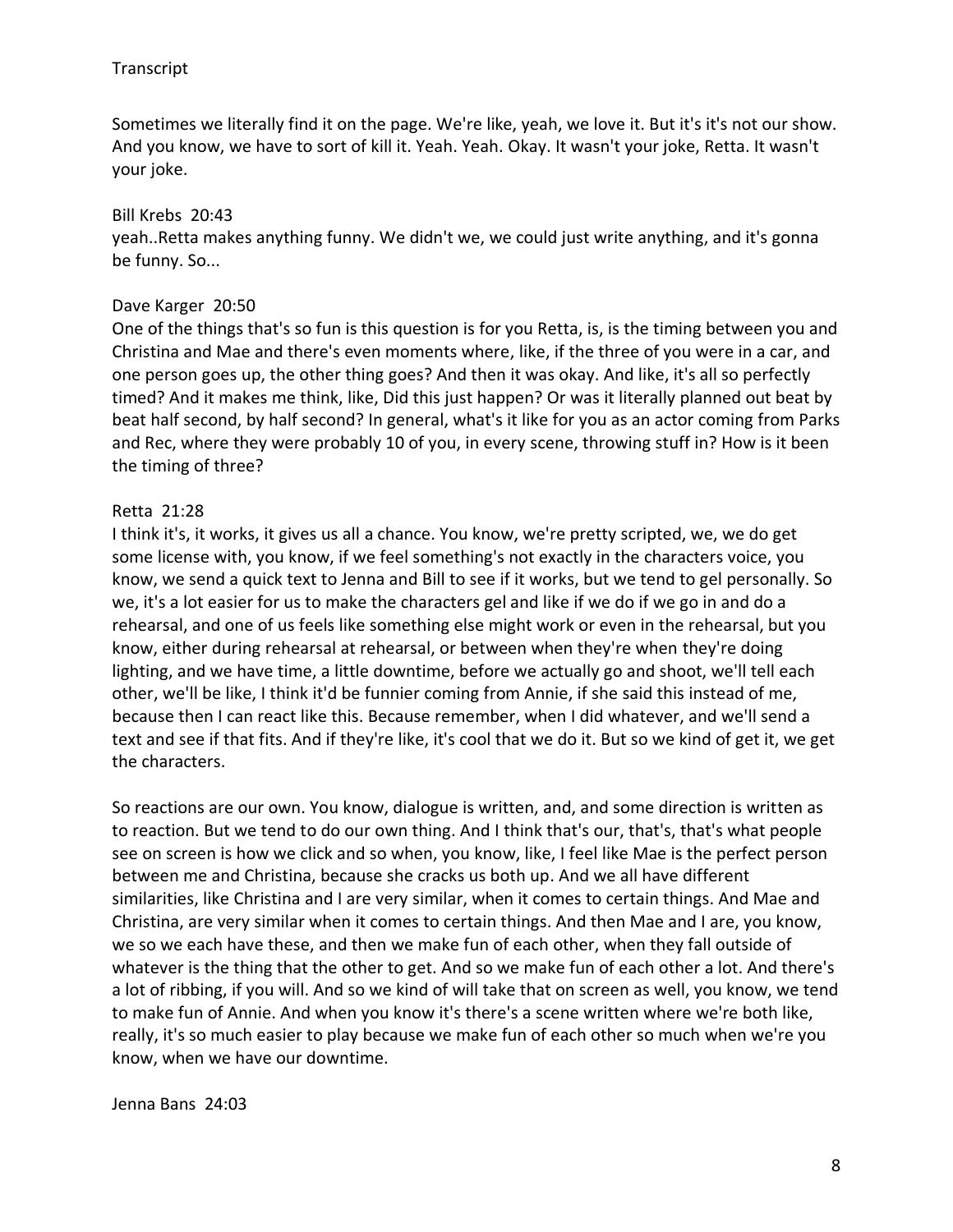Sometimes we literally find it on the page. We're like, yeah, we love it. But it's it's not our show. And you know, we have to sort of kill it. Yeah. Yeah. Okay. It wasn't your joke, Retta. It wasn't your joke.

Bill Krebs 20:43
yeah..Retta makes anything funny. We didn't we, we could just write anything, and it's gonna be funny. So...

Dave Karger 20:50
One of the things that's so fun is this question is for you Retta, is, is the timing between you and Christina and Mae and there's even moments where, like, if the three of you were in a car, and one person goes up, the other thing goes? And then it was okay. And like, it's all so perfectly timed? And it makes me think, like, Did this just happen? Or was it literally planned out beat by beat half second, by half second? In general, what's it like for you as an actor coming from Parks and Rec, where they were probably 10 of you, in every scene, throwing stuff in? How is it been the timing of three?

Retta 21:28
I think it's, it works, it gives us all a chance. You know, we're pretty scripted, we, we do get some license with, you know, if we feel something's not exactly in the characters voice, you know, we send a quick text to Jenna and Bill to see if it works, but we tend to gel personally. So we, it's a lot easier for us to make the characters gel and like if we do if we go in and do a rehearsal, and one of us feels like something else might work or even in the rehearsal, but you know, either during rehearsal at rehearsal, or between when they're when they're doing lighting, and we have time, a little downtime, before we actually go and shoot, we'll tell each other, we'll be like, I think it'd be funnier coming from Annie, if she said this instead of me, because then I can react like this. Because remember, when I did whatever, and we'll send a text and see if that fits. And if they're like, it's cool that we do it. But so we kind of get it, we get the characters.

So reactions are our own. You know, dialogue is written, and, and some direction is written as to reaction. But we tend to do our own thing. And I think that's our, that's, that's what people see on screen is how we click and so when, you know, like, I feel like Mae is the perfect person between me and Christina, because she cracks us both up. And we all have different similarities, like Christina and I are very similar, when it comes to certain things. And Mae and Christina, are very similar when it comes to certain things. And then Mae and I are, you know, we so we each have these, and then we make fun of each other, when they fall outside of whatever is the thing that the other to get. And so we make fun of each other a lot. And there's a lot of ribbing, if you will. And so we kind of will take that on screen as well, you know, we tend to make fun of Annie. And when you know it's there's a scene written where we're both like, really, it's so much easier to play because we make fun of each other so much when we're you know, when we have our downtime.

Jenna Bans 24:03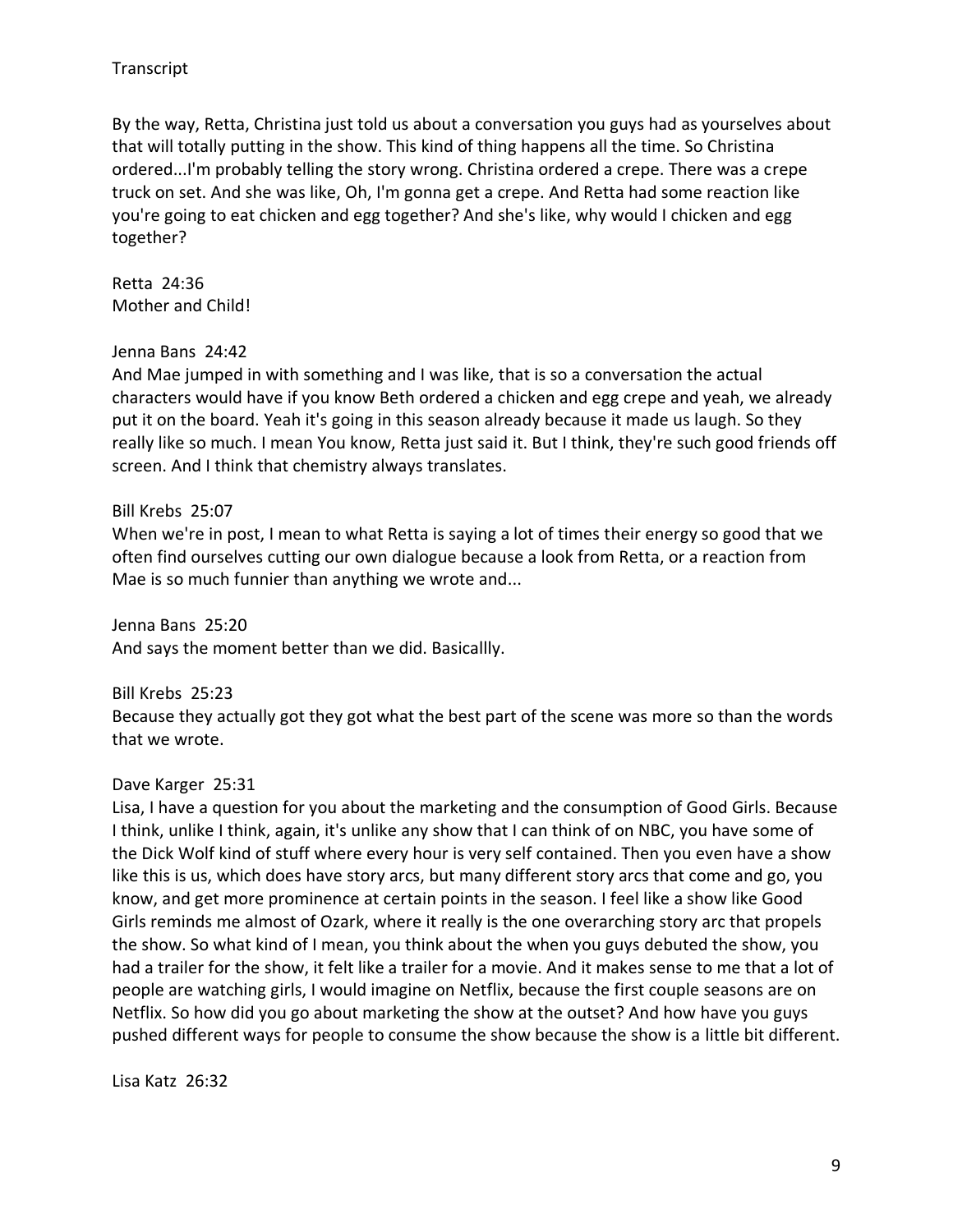Transcript

By the way, Retta, Christina just told us about a conversation you guys had as yourselves about that will totally putting in the show. This kind of thing happens all the time. So Christina ordered...I'm probably telling the story wrong. Christina ordered a crepe. There was a crepe truck on set. And she was like, Oh, I'm gonna get a crepe. And Retta had some reaction like you're going to eat chicken and egg together? And she's like, why would I chicken and egg together?

Retta 24:36
Mother and Child!

Jenna Bans 24:42
And Mae jumped in with something and I was like, that is so a conversation the actual characters would have if you know Beth ordered a chicken and egg crepe and yeah, we already put it on the board. Yeah it's going in this season already because it made us laugh. So they really like so much. I mean You know, Retta just said it. But I think, they're such good friends off screen. And I think that chemistry always translates.

Bill Krebs 25:07
When we're in post, I mean to what Retta is saying a lot of times their energy so good that we often find ourselves cutting our own dialogue because a look from Retta, or a reaction from Mae is so much funnier than anything we wrote and...

Jenna Bans 25:20
And says the moment better than we did. Basicallly.

Bill Krebs 25:23
Because they actually got they got what the best part of the scene was more so than the words that we wrote.

Dave Karger 25:31
Lisa, I have a question for you about the marketing and the consumption of Good Girls. Because I think, unlike I think, again, it's unlike any show that I can think of on NBC, you have some of the Dick Wolf kind of stuff where every hour is very self contained. Then you even have a show like this is us, which does have story arcs, but many different story arcs that come and go, you know, and get more prominence at certain points in the season. I feel like a show like Good Girls reminds me almost of Ozark, where it really is the one overarching story arc that propels the show. So what kind of I mean, you think about the when you guys debuted the show, you had a trailer for the show, it felt like a trailer for a movie. And it makes sense to me that a lot of people are watching girls, I would imagine on Netflix, because the first couple seasons are on Netflix. So how did you go about marketing the show at the outset? And how have you guys pushed different ways for people to consume the show because the show is a little bit different.

Lisa Katz 26:32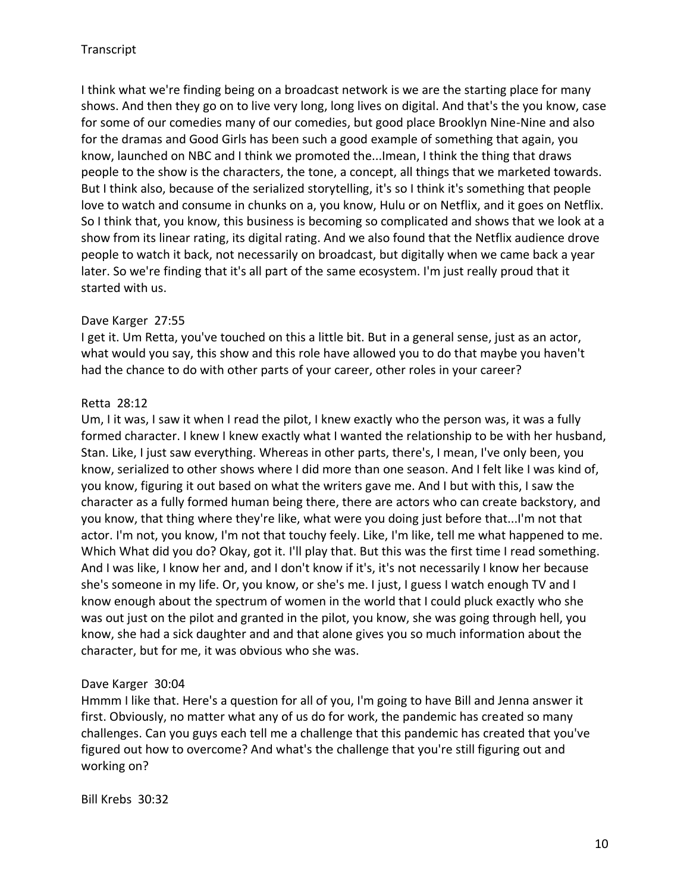I think what we're finding being on a broadcast network is we are the starting place for many shows. And then they go on to live very long, long lives on digital. And that's the you know, case for some of our comedies many of our comedies, but good place Brooklyn Nine-Nine and also for the dramas and Good Girls has been such a good example of something that again, you know, launched on NBC and I think we promoted the...Imean, I think the thing that draws people to the show is the characters, the tone, a concept, all things that we marketed towards. But I think also, because of the serialized storytelling, it's so I think it's something that people love to watch and consume in chunks on a, you know, Hulu or on Netflix, and it goes on Netflix. So I think that, you know, this business is becoming so complicated and shows that we look at a show from its linear rating, its digital rating. And we also found that the Netflix audience drove people to watch it back, not necessarily on broadcast, but digitally when we came back a year later. So we're finding that it's all part of the same ecosystem. I'm just really proud that it started with us.

Dave Karger 27:55
I get it. Um Retta, you've touched on this a little bit. But in a general sense, just as an actor, what would you say, this show and this role have allowed you to do that maybe you haven't had the chance to do with other parts of your career, other roles in your career?

Retta 28:12
Um, I it was, I saw it when I read the pilot, I knew exactly who the person was, it was a fully formed character. I knew I knew exactly what I wanted the relationship to be with her husband, Stan. Like, I just saw everything. Whereas in other parts, there's, I mean, I've only been, you know, serialized to other shows where I did more than one season. And I felt like I was kind of, you know, figuring it out based on what the writers gave me. And I but with this, I saw the character as a fully formed human being there, there are actors who can create backstory, and you know, that thing where they're like, what were you doing just before that...I'm not that actor. I'm not, you know, I'm not that touchy feely. Like, I'm like, tell me what happened to me. Which What did you do? Okay, got it. I'll play that. But this was the first time I read something. And I was like, I know her and, and I don't know if it's, it's not necessarily I know her because she's someone in my life. Or, you know, or she's me. I just, I guess I watch enough TV and I know enough about the spectrum of women in the world that I could pluck exactly who she was out just on the pilot and granted in the pilot, you know, she was going through hell, you know, she had a sick daughter and and that alone gives you so much information about the character, but for me, it was obvious who she was.

Dave Karger 30:04
Hmmm I like that. Here's a question for all of you, I'm going to have Bill and Jenna answer it first. Obviously, no matter what any of us do for work, the pandemic has created so many challenges. Can you guys each tell me a challenge that this pandemic has created that you've figured out how to overcome? And what's the challenge that you're still figuring out and working on?

Bill Krebs 30:32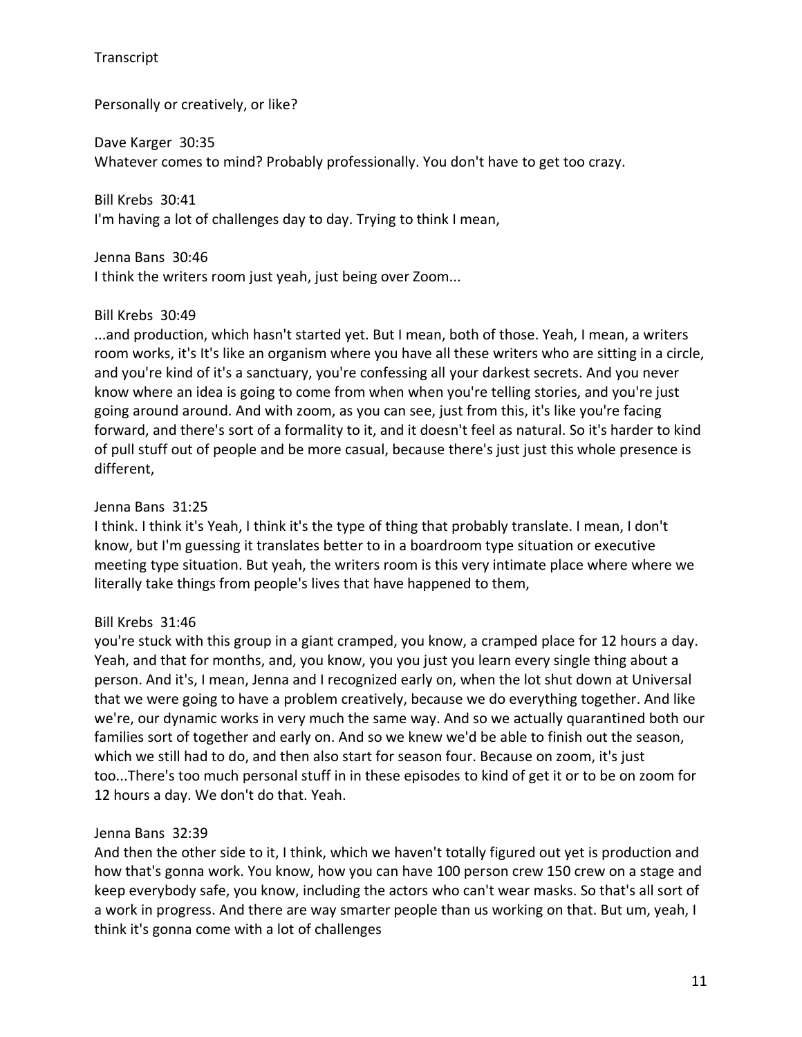Personally or creatively, or like?

Dave Karger 30:35
Whatever comes to mind? Probably professionally. You don't have to get too crazy.

Bill Krebs 30:41
I'm having a lot of challenges day to day. Trying to think I mean,

Jenna Bans 30:46
I think the writers room just yeah, just being over Zoom...

Bill Krebs 30:49
...and production, which hasn't started yet. But I mean, both of those. Yeah, I mean, a writers room works, it's It's like an organism where you have all these writers who are sitting in a circle, and you're kind of it's a sanctuary, you're confessing all your darkest secrets. And you never know where an idea is going to come from when when you're telling stories, and you're just going around around. And with zoom, as you can see, just from this, it's like you're facing forward, and there's sort of a formality to it, and it doesn't feel as natural. So it's harder to kind of pull stuff out of people and be more casual, because there's just just this whole presence is different,

Jenna Bans 31:25
I think. I think it's Yeah, I think it's the type of thing that probably translate. I mean, I don't know, but I'm guessing it translates better to in a boardroom type situation or executive meeting type situation. But yeah, the writers room is this very intimate place where where we literally take things from people's lives that have happened to them,

Bill Krebs 31:46
you're stuck with this group in a giant cramped, you know, a cramped place for 12 hours a day. Yeah, and that for months, and, you know, you you just you learn every single thing about a person. And it's, I mean, Jenna and I recognized early on, when the lot shut down at Universal that we were going to have a problem creatively, because we do everything together. And like we're, our dynamic works in very much the same way. And so we actually quarantined both our families sort of together and early on. And so we knew we'd be able to finish out the season, which we still had to do, and then also start for season four. Because on zoom, it's just too...There's too much personal stuff in in these episodes to kind of get it or to be on zoom for 12 hours a day. We don't do that. Yeah.

Jenna Bans 32:39
And then the other side to it, I think, which we haven't totally figured out yet is production and how that's gonna work. You know, how you can have 100 person crew 150 crew on a stage and keep everybody safe, you know, including the actors who can't wear masks. So that's all sort of a work in progress. And there are way smarter people than us working on that. But um, yeah, I think it's gonna come with a lot of challenges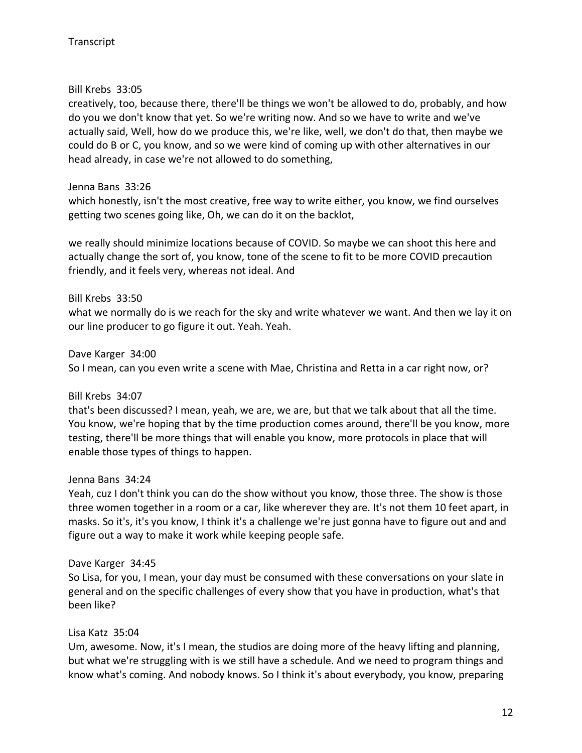Transcript

Bill Krebs 33:05
creatively, too, because there, there'll be things we won't be allowed to do, probably, and how do you we don't know that yet. So we're writing now. And so we have to write and we've actually said, Well, how do we produce this, we're like, well, we don't do that, then maybe we could do B or C, you know, and so we were kind of coming up with other alternatives in our head already, in case we're not allowed to do something,

Jenna Bans 33:26
which honestly, isn't the most creative, free way to write either, you know, we find ourselves getting two scenes going like, Oh, we can do it on the backlot,

we really should minimize locations because of COVID. So maybe we can shoot this here and actually change the sort of, you know, tone of the scene to fit to be more COVID precaution friendly, and it feels very, whereas not ideal. And

Bill Krebs 33:50
what we normally do is we reach for the sky and write whatever we want. And then we lay it on our line producer to go figure it out. Yeah. Yeah.

Dave Karger 34:00
So I mean, can you even write a scene with Mae, Christina and Retta in a car right now, or?

Bill Krebs 34:07
that's been discussed? I mean, yeah, we are, we are, but that we talk about that all the time. You know, we're hoping that by the time production comes around, there'll be you know, more testing, there'll be more things that will enable you know, more protocols in place that will enable those types of things to happen.

Jenna Bans 34:24
Yeah, cuz I don't think you can do the show without you know, those three. The show is those three women together in a room or a car, like wherever they are. It's not them 10 feet apart, in masks. So it's, it's you know, I think it's a challenge we're just gonna have to figure out and and figure out a way to make it work while keeping people safe.

Dave Karger 34:45
So Lisa, for you, I mean, your day must be consumed with these conversations on your slate in general and on the specific challenges of every show that you have in production, what's that been like?

Lisa Katz 35:04
Um, awesome. Now, it's I mean, the studios are doing more of the heavy lifting and planning, but what we're struggling with is we still have a schedule. And we need to program things and know what's coming. And nobody knows. So I think it's about everybody, you know, preparing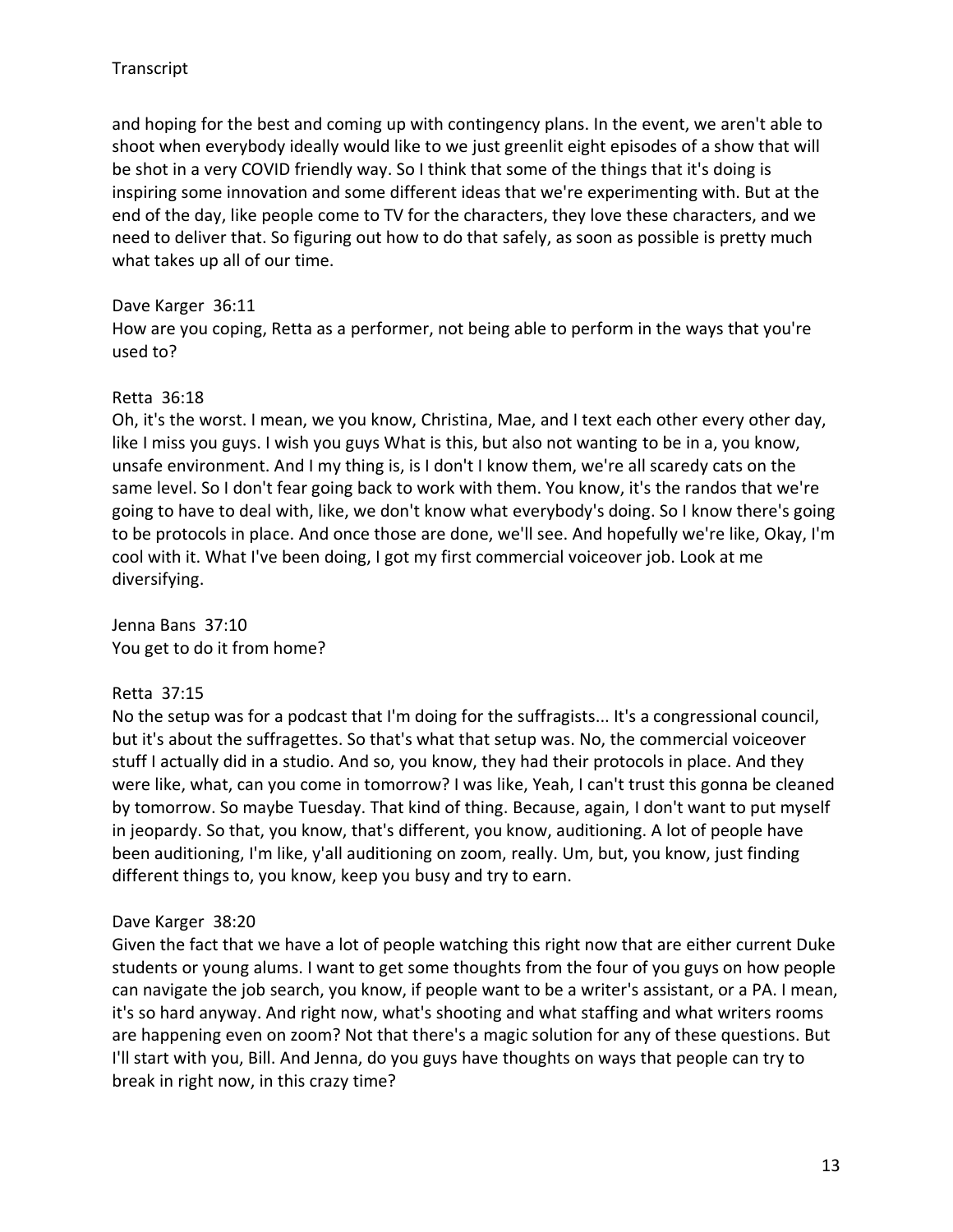and hoping for the best and coming up with contingency plans. In the event, we aren't able to shoot when everybody ideally would like to we just greenlit eight episodes of a show that will be shot in a very COVID friendly way. So I think that some of the things that it's doing is inspiring some innovation and some different ideas that we're experimenting with. But at the end of the day, like people come to TV for the characters, they love these characters, and we need to deliver that. So figuring out how to do that safely, as soon as possible is pretty much what takes up all of our time.

Dave Karger 36:11
How are you coping, Retta as a performer, not being able to perform in the ways that you're used to?

Retta 36:18
Oh, it's the worst. I mean, we you know, Christina, Mae, and I text each other every other day, like I miss you guys. I wish you guys What is this, but also not wanting to be in a, you know, unsafe environment. And I my thing is, is I don't I know them, we're all scaredy cats on the same level. So I don't fear going back to work with them. You know, it's the randos that we're going to have to deal with, like, we don't know what everybody's doing. So I know there's going to be protocols in place. And once those are done, we'll see. And hopefully we're like, Okay, I'm cool with it. What I've been doing, I got my first commercial voiceover job. Look at me diversifying.

Jenna Bans 37:10
You get to do it from home?

Retta 37:15
No the setup was for a podcast that I'm doing for the suffragists... It's a congressional council, but it's about the suffragettes. So that's what that setup was. No, the commercial voiceover stuff I actually did in a studio. And so, you know, they had their protocols in place. And they were like, what, can you come in tomorrow? I was like, Yeah, I can't trust this gonna be cleaned by tomorrow. So maybe Tuesday. That kind of thing. Because, again, I don't want to put myself in jeopardy. So that, you know, that's different, you know, auditioning. A lot of people have been auditioning, I'm like, y'all auditioning on zoom, really. Um, but, you know, just finding different things to, you know, keep you busy and try to earn.

Dave Karger 38:20
Given the fact that we have a lot of people watching this right now that are either current Duke students or young alums. I want to get some thoughts from the four of you guys on how people can navigate the job search, you know, if people want to be a writer's assistant, or a PA. I mean, it's so hard anyway. And right now, what's shooting and what staffing and what writers rooms are happening even on zoom? Not that there's a magic solution for any of these questions. But I'll start with you, Bill. And Jenna, do you guys have thoughts on ways that people can try to break in right now, in this crazy time?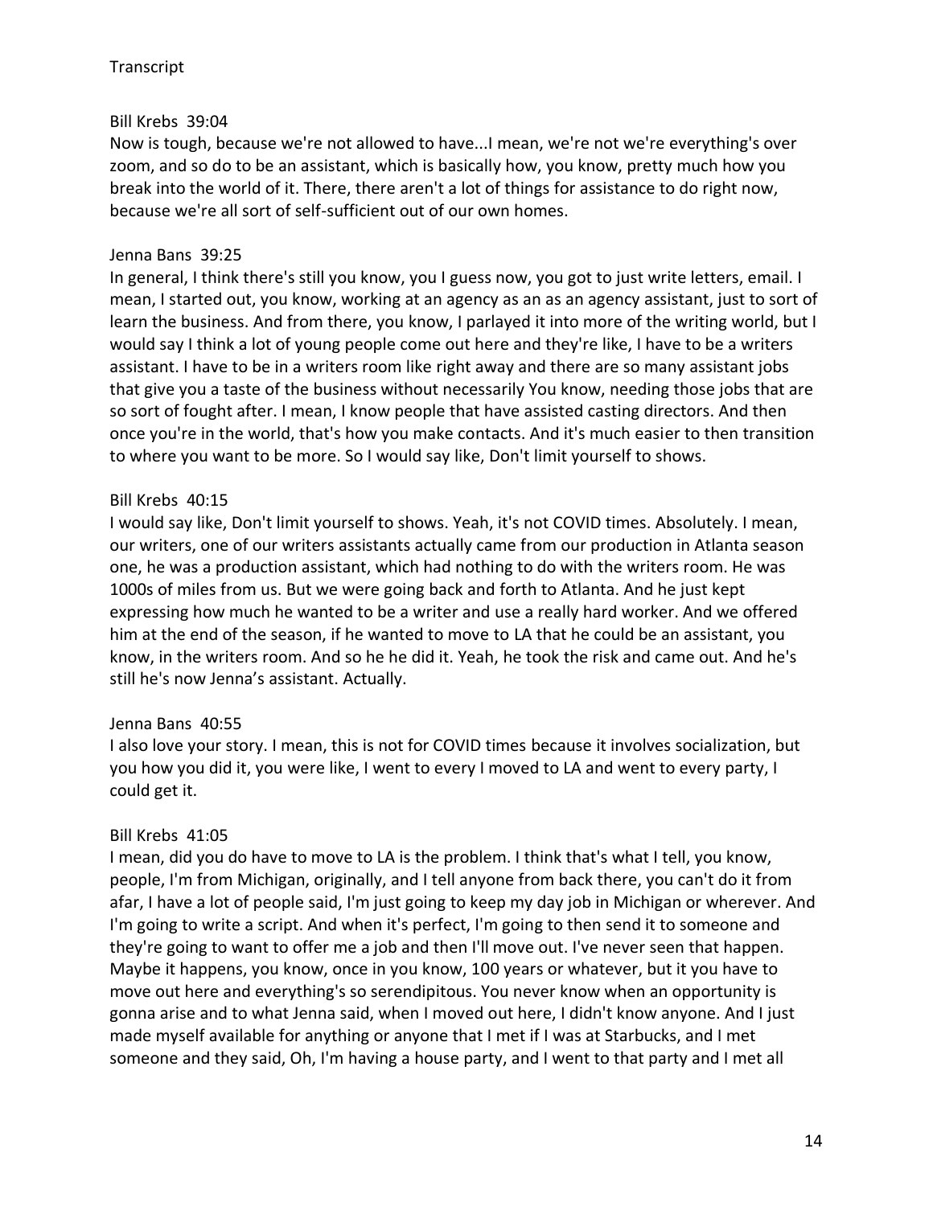Transcript

Bill Krebs 39:04
Now is tough, because we're not allowed to have...I mean, we're not we're everything's over zoom, and so do to be an assistant, which is basically how, you know, pretty much how you break into the world of it. There, there aren't a lot of things for assistance to do right now, because we're all sort of self-sufficient out of our own homes.

Jenna Bans 39:25
In general, I think there's still you know, you I guess now, you got to just write letters, email. I mean, I started out, you know, working at an agency as an as an agency assistant, just to sort of learn the business. And from there, you know, I parlayed it into more of the writing world, but I would say I think a lot of young people come out here and they're like, I have to be a writers assistant. I have to be in a writers room like right away and there are so many assistant jobs that give you a taste of the business without necessarily You know, needing those jobs that are so sort of fought after. I mean, I know people that have assisted casting directors. And then once you're in the world, that's how you make contacts. And it's much easier to then transition to where you want to be more. So I would say like, Don't limit yourself to shows.

Bill Krebs 40:15
I would say like, Don't limit yourself to shows. Yeah, it's not COVID times. Absolutely. I mean, our writers, one of our writers assistants actually came from our production in Atlanta season one, he was a production assistant, which had nothing to do with the writers room. He was 1000s of miles from us. But we were going back and forth to Atlanta. And he just kept expressing how much he wanted to be a writer and use a really hard worker. And we offered him at the end of the season, if he wanted to move to LA that he could be an assistant, you know, in the writers room. And so he he did it. Yeah, he took the risk and came out. And he's still he's now Jenna's assistant. Actually.

Jenna Bans 40:55
I also love your story. I mean, this is not for COVID times because it involves socialization, but you how you did it, you were like, I went to every I moved to LA and went to every party, I could get it.

Bill Krebs 41:05
I mean, did you do have to move to LA is the problem. I think that's what I tell, you know, people, I'm from Michigan, originally, and I tell anyone from back there, you can't do it from afar, I have a lot of people said, I'm just going to keep my day job in Michigan or wherever. And I'm going to write a script. And when it's perfect, I'm going to then send it to someone and they're going to want to offer me a job and then I'll move out. I've never seen that happen. Maybe it happens, you know, once in you know, 100 years or whatever, but it you have to move out here and everything's so serendipitous. You never know when an opportunity is gonna arise and to what Jenna said, when I moved out here, I didn't know anyone. And I just made myself available for anything or anyone that I met if I was at Starbucks, and I met someone and they said, Oh, I'm having a house party, and I went to that party and I met all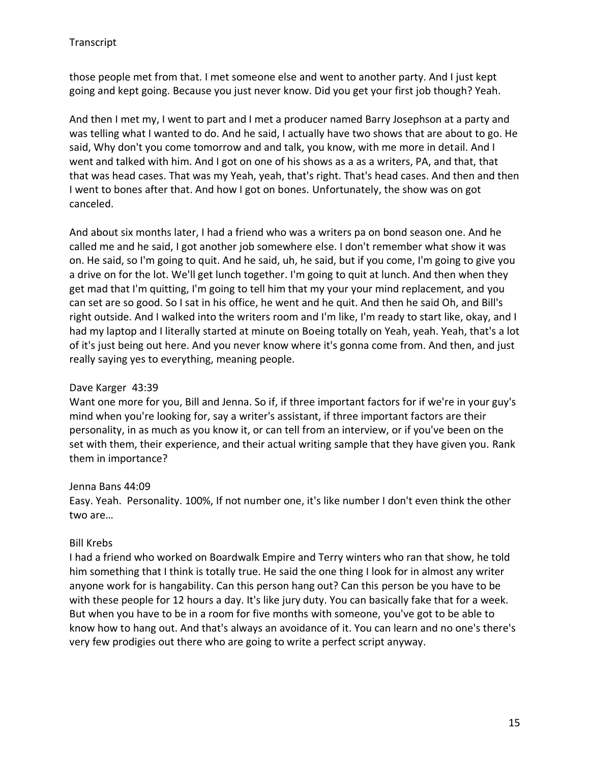those people met from that. I met someone else and went to another party. And I just kept going and kept going. Because you just never know. Did you get your first job though? Yeah.

And then I met my, I went to part and I met a producer named Barry Josephson at a party and was telling what I wanted to do. And he said, I actually have two shows that are about to go. He said, Why don't you come tomorrow and and talk, you know, with me more in detail. And I went and talked with him. And I got on one of his shows as a as a writers, PA, and that, that that was head cases. That was my Yeah, yeah, that's right. That's head cases. And then and then I went to bones after that. And how I got on bones. Unfortunately, the show was on got canceled.

And about six months later, I had a friend who was a writers pa on bond season one. And he called me and he said, I got another job somewhere else. I don't remember what show it was on. He said, so I'm going to quit. And he said, uh, he said, but if you come, I'm going to give you a drive on for the lot. We'll get lunch together. I'm going to quit at lunch. And then when they get mad that I'm quitting, I'm going to tell him that my your your mind replacement, and you can set are so good. So I sat in his office, he went and he quit. And then he said Oh, and Bill's right outside. And I walked into the writers room and I'm like, I'm ready to start like, okay, and I had my laptop and I literally started at minute on Boeing totally on Yeah, yeah. Yeah, that's a lot of it's just being out here. And you never know where it's gonna come from. And then, and just really saying yes to everything, meaning people.

Dave Karger 43:39
Want one more for you, Bill and Jenna. So if, if three important factors for if we're in your guy's mind when you're looking for, say a writer's assistant, if three important factors are their personality, in as much as you know it, or can tell from an interview, or if you've been on the set with them, their experience, and their actual writing sample that they have given you. Rank them in importance?

Jenna Bans 44:09
Easy. Yeah. Personality. 100%, If not number one, it's like number I don't even think the other two are…

Bill Krebs
I had a friend who worked on Boardwalk Empire and Terry winters who ran that show, he told him something that I think is totally true. He said the one thing I look for in almost any writer anyone work for is hangability. Can this person hang out? Can this person be you have to be with these people for 12 hours a day. It's like jury duty. You can basically fake that for a week. But when you have to be in a room for five months with someone, you've got to be able to know how to hang out. And that's always an avoidance of it. You can learn and no one's there's very few prodigies out there who are going to write a perfect script anyway.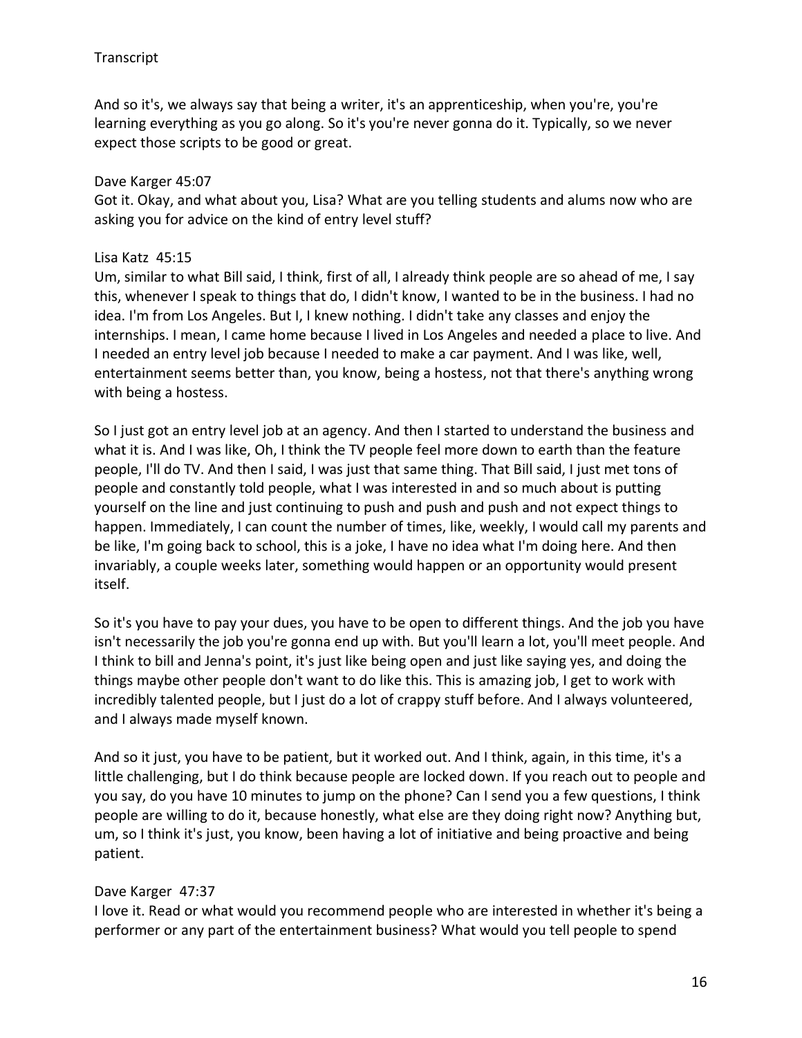And so it's, we always say that being a writer, it's an apprenticeship, when you're, you're learning everything as you go along. So it's you're never gonna do it. Typically, so we never expect those scripts to be good or great.

Dave Karger 45:07
Got it. Okay, and what about you, Lisa? What are you telling students and alums now who are asking you for advice on the kind of entry level stuff?

Lisa Katz 45:15
Um, similar to what Bill said, I think, first of all, I already think people are so ahead of me, I say this, whenever I speak to things that do, I didn't know, I wanted to be in the business. I had no idea. I'm from Los Angeles. But I, I knew nothing. I didn't take any classes and enjoy the internships. I mean, I came home because I lived in Los Angeles and needed a place to live. And I needed an entry level job because I needed to make a car payment. And I was like, well, entertainment seems better than, you know, being a hostess, not that there's anything wrong with being a hostess.

So I just got an entry level job at an agency. And then I started to understand the business and what it is. And I was like, Oh, I think the TV people feel more down to earth than the feature people, I'll do TV. And then I said, I was just that same thing. That Bill said, I just met tons of people and constantly told people, what I was interested in and so much about is putting yourself on the line and just continuing to push and push and push and not expect things to happen. Immediately, I can count the number of times, like, weekly, I would call my parents and be like, I'm going back to school, this is a joke, I have no idea what I'm doing here. And then invariably, a couple weeks later, something would happen or an opportunity would present itself.

So it's you have to pay your dues, you have to be open to different things. And the job you have isn't necessarily the job you're gonna end up with. But you'll learn a lot, you'll meet people. And I think to bill and Jenna's point, it's just like being open and just like saying yes, and doing the things maybe other people don't want to do like this. This is amazing job, I get to work with incredibly talented people, but I just do a lot of crappy stuff before. And I always volunteered, and I always made myself known.

And so it just, you have to be patient, but it worked out. And I think, again, in this time, it's a little challenging, but I do think because people are locked down. If you reach out to people and you say, do you have 10 minutes to jump on the phone? Can I send you a few questions, I think people are willing to do it, because honestly, what else are they doing right now? Anything but, um, so I think it's just, you know, been having a lot of initiative and being proactive and being patient.

Dave Karger 47:37
I love it. Read or what would you recommend people who are interested in whether it's being a performer or any part of the entertainment business? What would you tell people to spend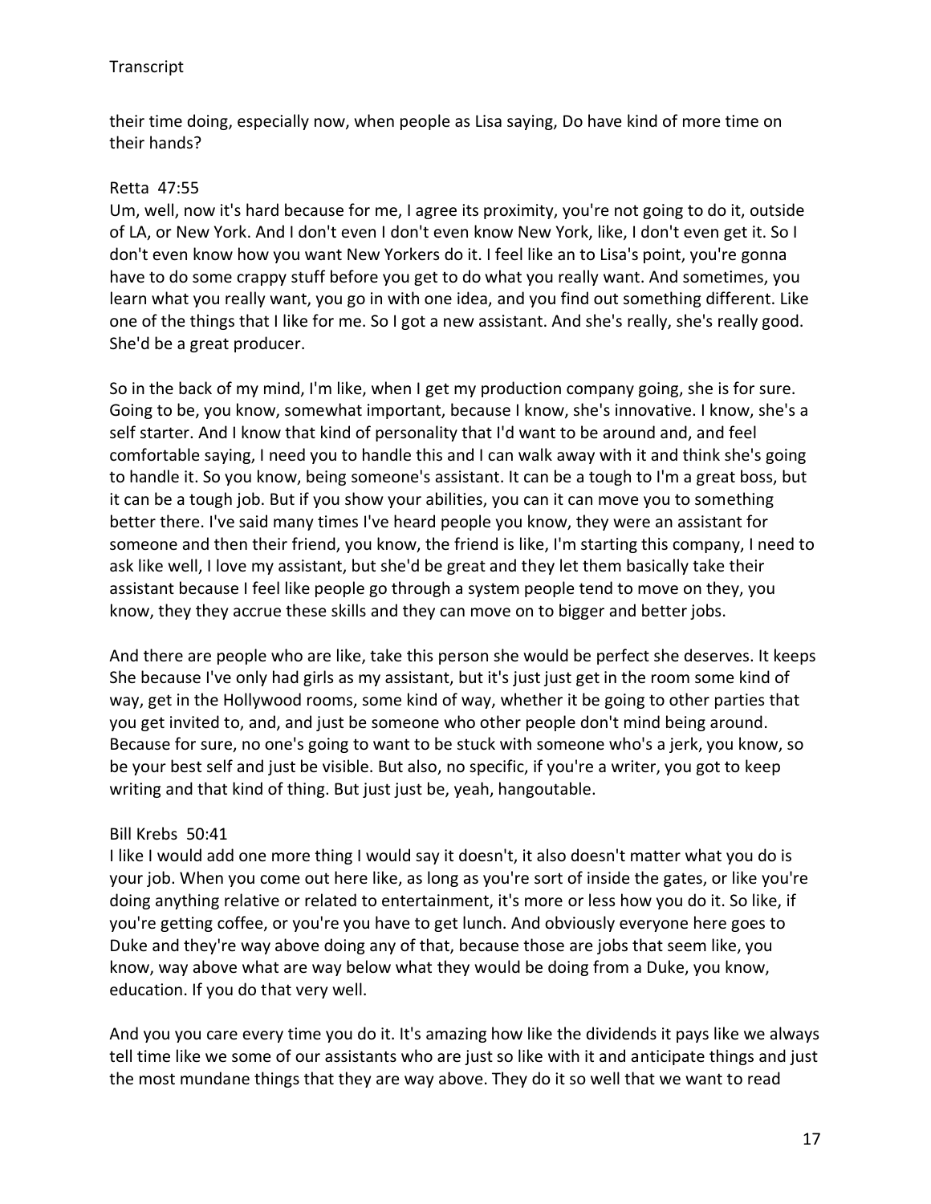their time doing, especially now, when people as Lisa saying, Do have kind of more time on their hands?

Retta 47:55
Um, well, now it's hard because for me, I agree its proximity, you're not going to do it, outside of LA, or New York. And I don't even I don't even know New York, like, I don't even get it. So I don't even know how you want New Yorkers do it. I feel like an to Lisa's point, you're gonna have to do some crappy stuff before you get to do what you really want. And sometimes, you learn what you really want, you go in with one idea, and you find out something different. Like one of the things that I like for me. So I got a new assistant. And she's really, she's really good. She'd be a great producer.

So in the back of my mind, I'm like, when I get my production company going, she is for sure. Going to be, you know, somewhat important, because I know, she's innovative. I know, she's a self starter. And I know that kind of personality that I'd want to be around and, and feel comfortable saying, I need you to handle this and I can walk away with it and think she's going to handle it. So you know, being someone's assistant. It can be a tough to I'm a great boss, but it can be a tough job. But if you show your abilities, you can it can move you to something better there. I've said many times I've heard people you know, they were an assistant for someone and then their friend, you know, the friend is like, I'm starting this company, I need to ask like well, I love my assistant, but she'd be great and they let them basically take their assistant because I feel like people go through a system people tend to move on they, you know, they they accrue these skills and they can move on to bigger and better jobs.

And there are people who are like, take this person she would be perfect she deserves. It keeps She because I've only had girls as my assistant, but it's just just get in the room some kind of way, get in the Hollywood rooms, some kind of way, whether it be going to other parties that you get invited to, and, and just be someone who other people don't mind being around. Because for sure, no one's going to want to be stuck with someone who's a jerk, you know, so be your best self and just be visible. But also, no specific, if you're a writer, you got to keep writing and that kind of thing. But just just be, yeah, hangoutable.

Bill Krebs 50:41
I like I would add one more thing I would say it doesn't, it also doesn't matter what you do is your job. When you come out here like, as long as you're sort of inside the gates, or like you're doing anything relative or related to entertainment, it's more or less how you do it. So like, if you're getting coffee, or you're you have to get lunch. And obviously everyone here goes to Duke and they're way above doing any of that, because those are jobs that seem like, you know, way above what are way below what they would be doing from a Duke, you know, education. If you do that very well.

And you you care every time you do it. It's amazing how like the dividends it pays like we always tell time like we some of our assistants who are just so like with it and anticipate things and just the most mundane things that they are way above. They do it so well that we want to read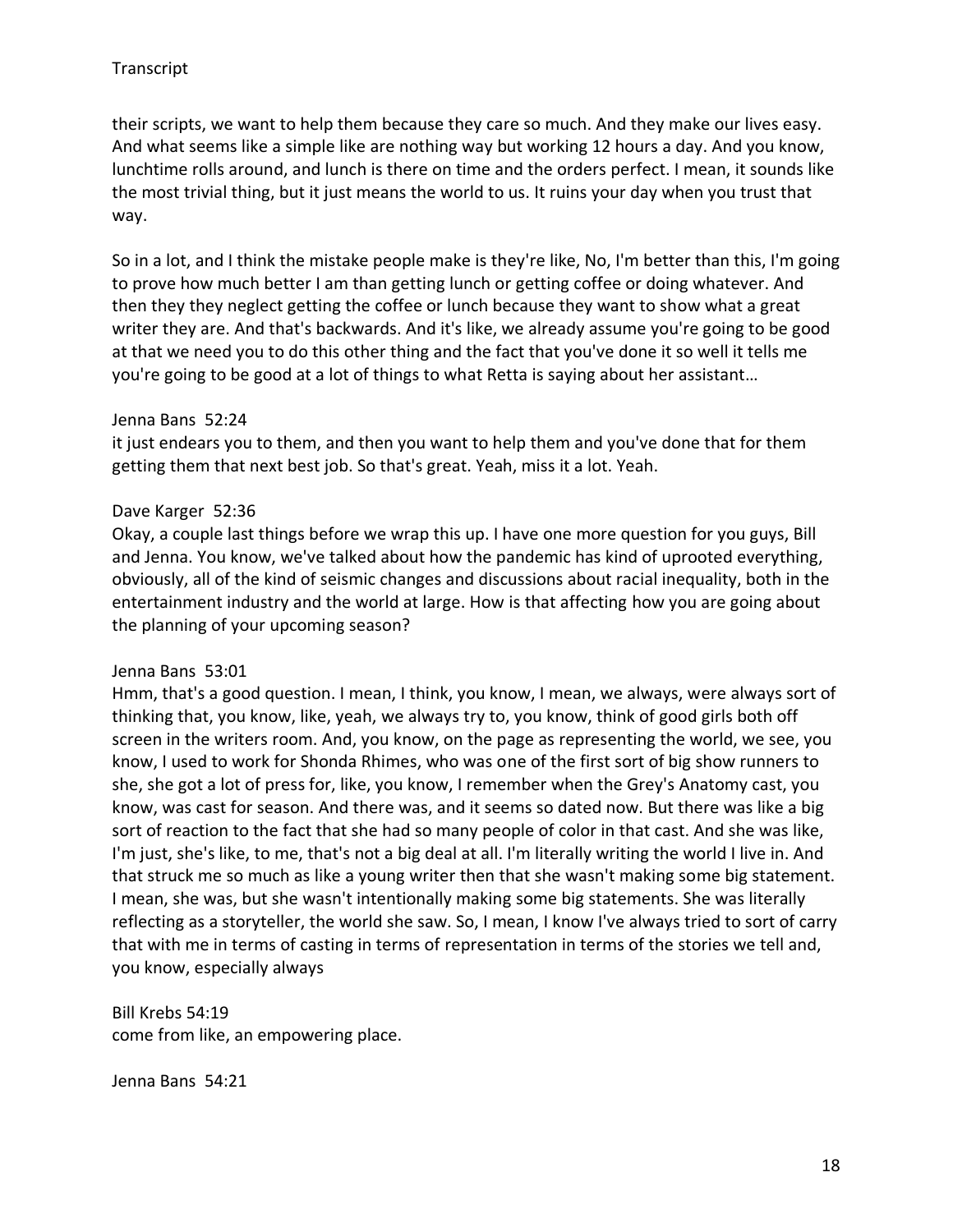their scripts, we want to help them because they care so much. And they make our lives easy. And what seems like a simple like are nothing way but working 12 hours a day. And you know, lunchtime rolls around, and lunch is there on time and the orders perfect. I mean, it sounds like the most trivial thing, but it just means the world to us. It ruins your day when you trust that way.

So in a lot, and I think the mistake people make is they're like, No, I'm better than this, I'm going to prove how much better I am than getting lunch or getting coffee or doing whatever. And then they they neglect getting the coffee or lunch because they want to show what a great writer they are. And that's backwards. And it's like, we already assume you're going to be good at that we need you to do this other thing and the fact that you've done it so well it tells me you're going to be good at a lot of things to what Retta is saying about her assistant…

Jenna Bans 52:24
it just endears you to them, and then you want to help them and you've done that for them getting them that next best job. So that's great. Yeah, miss it a lot. Yeah.

Dave Karger 52:36
Okay, a couple last things before we wrap this up. I have one more question for you guys, Bill and Jenna. You know, we've talked about how the pandemic has kind of uprooted everything, obviously, all of the kind of seismic changes and discussions about racial inequality, both in the entertainment industry and the world at large. How is that affecting how you are going about the planning of your upcoming season?

Jenna Bans 53:01
Hmm, that's a good question. I mean, I think, you know, I mean, we always, were always sort of thinking that, you know, like, yeah, we always try to, you know, think of good girls both off screen in the writers room. And, you know, on the page as representing the world, we see, you know, I used to work for Shonda Rhimes, who was one of the first sort of big show runners to she, she got a lot of press for, like, you know, I remember when the Grey's Anatomy cast, you know, was cast for season. And there was, and it seems so dated now. But there was like a big sort of reaction to the fact that she had so many people of color in that cast. And she was like, I'm just, she's like, to me, that's not a big deal at all. I'm literally writing the world I live in. And that struck me so much as like a young writer then that she wasn't making some big statement. I mean, she was, but she wasn't intentionally making some big statements. She was literally reflecting as a storyteller, the world she saw. So, I mean, I know I've always tried to sort of carry that with me in terms of casting in terms of representation in terms of the stories we tell and, you know, especially always

Bill Krebs 54:19
come from like, an empowering place.

Jenna Bans 54:21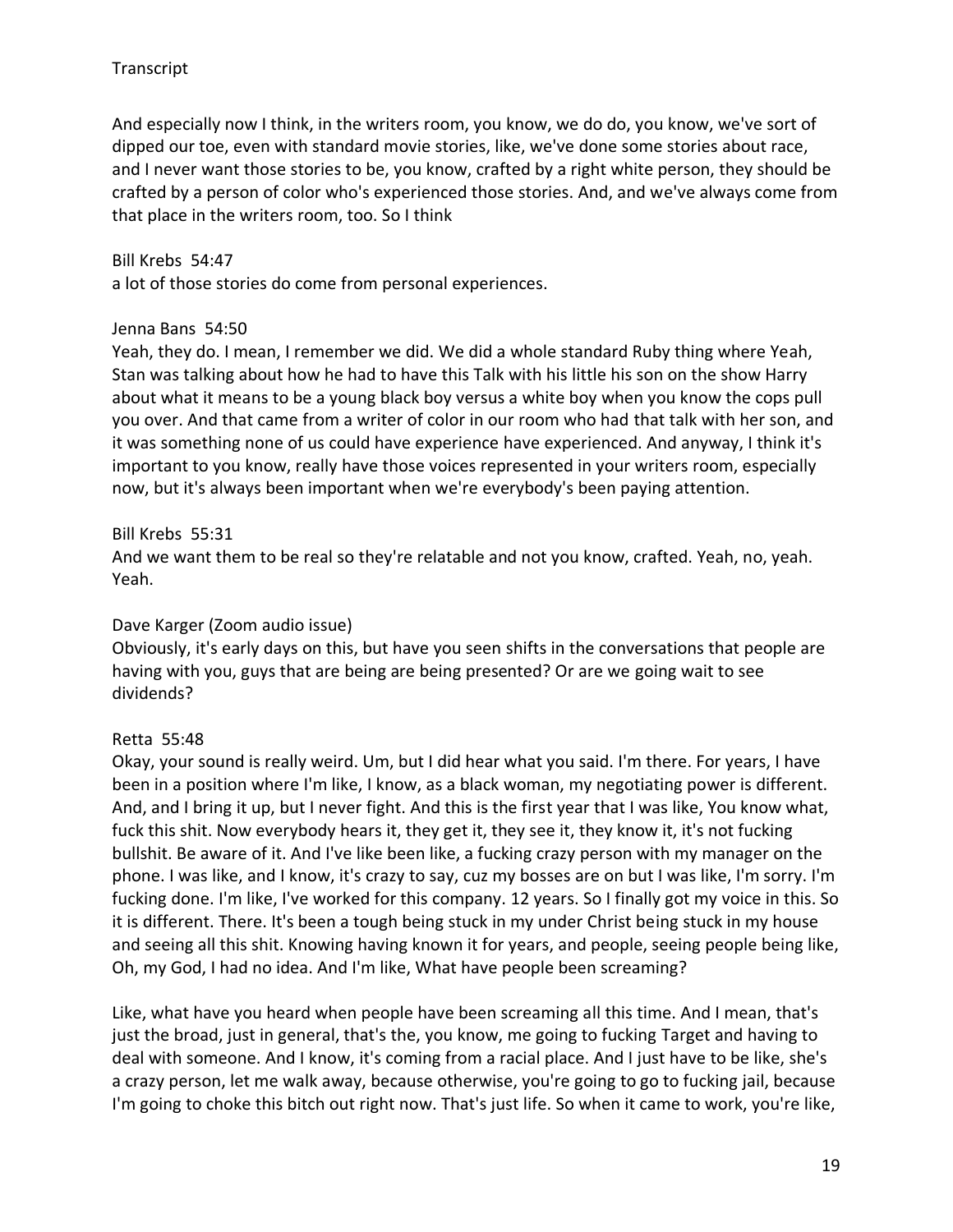And especially now I think, in the writers room, you know, we do do, you know, we've sort of dipped our toe, even with standard movie stories, like, we've done some stories about race, and I never want those stories to be, you know, crafted by a right white person, they should be crafted by a person of color who's experienced those stories. And, and we've always come from that place in the writers room, too. So I think

Bill Krebs 54:47
a lot of those stories do come from personal experiences.

Jenna Bans 54:50
Yeah, they do. I mean, I remember we did. We did a whole standard Ruby thing where Yeah, Stan was talking about how he had to have this Talk with his little his son on the show Harry about what it means to be a young black boy versus a white boy when you know the cops pull you over. And that came from a writer of color in our room who had that talk with her son, and it was something none of us could have experience have experienced. And anyway, I think it's important to you know, really have those voices represented in your writers room, especially now, but it's always been important when we're everybody's been paying attention.

Bill Krebs 55:31
And we want them to be real so they're relatable and not you know, crafted. Yeah, no, yeah. Yeah.

Dave Karger (Zoom audio issue)
Obviously, it's early days on this, but have you seen shifts in the conversations that people are having with you, guys that are being are being presented? Or are we going wait to see dividends?

Retta 55:48
Okay, your sound is really weird. Um, but I did hear what you said. I'm there. For years, I have been in a position where I'm like, I know, as a black woman, my negotiating power is different. And, and I bring it up, but I never fight. And this is the first year that I was like, You know what, fuck this shit. Now everybody hears it, they get it, they see it, they know it, it's not fucking bullshit. Be aware of it. And I've like been like, a fucking crazy person with my manager on the phone. I was like, and I know, it's crazy to say, cuz my bosses are on but I was like, I'm sorry. I'm fucking done. I'm like, I've worked for this company. 12 years. So I finally got my voice in this. So it is different. There. It's been a tough being stuck in my under Christ being stuck in my house and seeing all this shit. Knowing having known it for years, and people, seeing people being like, Oh, my God, I had no idea. And I'm like, What have people been screaming?

Like, what have you heard when people have been screaming all this time. And I mean, that's just the broad, just in general, that's the, you know, me going to fucking Target and having to deal with someone. And I know, it's coming from a racial place. And I just have to be like, she's a crazy person, let me walk away, because otherwise, you're going to go to fucking jail, because I'm going to choke this bitch out right now. That's just life. So when it came to work, you're like,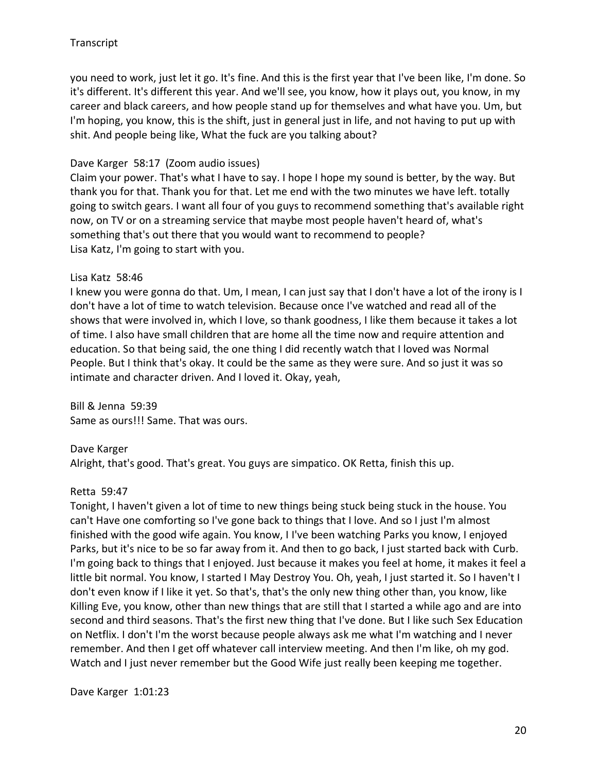you need to work, just let it go. It's fine. And this is the first year that I've been like, I'm done. So it's different. It's different this year. And we'll see, you know, how it plays out, you know, in my career and black careers, and how people stand up for themselves and what have you. Um, but I'm hoping, you know, this is the shift, just in general just in life, and not having to put up with shit. And people being like, What the fuck are you talking about?

Dave Karger 58:17 (Zoom audio issues)
Claim your power. That's what I have to say. I hope I hope my sound is better, by the way. But thank you for that. Thank you for that. Let me end with the two minutes we have left. totally going to switch gears. I want all four of you guys to recommend something that's available right now, on TV or on a streaming service that maybe most people haven't heard of, what's something that's out there that you would want to recommend to people?
Lisa Katz, I'm going to start with you.

Lisa Katz 58:46
I knew you were gonna do that. Um, I mean, I can just say that I don't have a lot of the irony is I don't have a lot of time to watch television. Because once I've watched and read all of the shows that were involved in, which I love, so thank goodness, I like them because it takes a lot of time. I also have small children that are home all the time now and require attention and education. So that being said, the one thing I did recently watch that I loved was Normal People. But I think that's okay. It could be the same as they were sure. And so just it was so intimate and character driven. And I loved it. Okay, yeah,

Bill & Jenna 59:39
Same as ours!!! Same. That was ours.

Dave Karger
Alright, that's good. That's great. You guys are simpatico. OK Retta, finish this up.

Retta 59:47
Tonight, I haven't given a lot of time to new things being stuck being stuck in the house. You can't Have one comforting so I've gone back to things that I love. And so I just I'm almost finished with the good wife again. You know, I I've been watching Parks you know, I enjoyed Parks, but it's nice to be so far away from it. And then to go back, I just started back with Curb. I'm going back to things that I enjoyed. Just because it makes you feel at home, it makes it feel a little bit normal. You know, I started I May Destroy You. Oh, yeah, I just started it. So I haven't I don't even know if I like it yet. So that's, that's the only new thing other than, you know, like Killing Eve, you know, other than new things that are still that I started a while ago and are into second and third seasons. That's the first new thing that I've done. But I like such Sex Education on Netflix. I don't I'm the worst because people always ask me what I'm watching and I never remember. And then I get off whatever call interview meeting. And then I'm like, oh my god. Watch and I just never remember but the Good Wife just really been keeping me together.

Dave Karger 1:01:23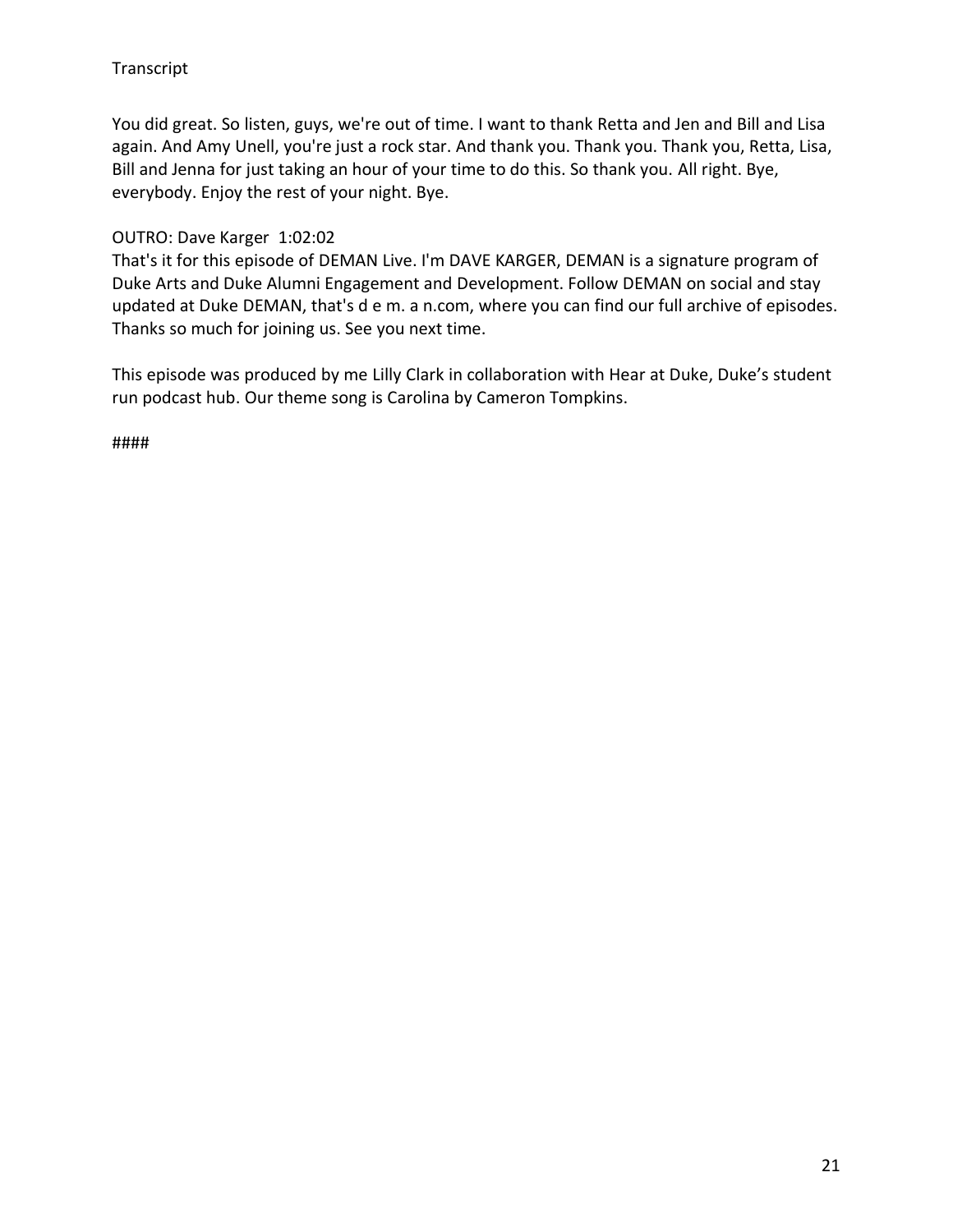Transcript

You did great. So listen, guys, we're out of time. I want to thank Retta and Jen and Bill and Lisa again. And Amy Unell, you're just a rock star. And thank you. Thank you. Thank you, Retta, Lisa, Bill and Jenna for just taking an hour of your time to do this. So thank you. All right. Bye, everybody. Enjoy the rest of your night. Bye.

OUTRO: Dave Karger 1:02:02
That's it for this episode of DEMAN Live. I'm DAVE KARGER, DEMAN is a signature program of Duke Arts and Duke Alumni Engagement and Development. Follow DEMAN on social and stay updated at Duke DEMAN, that's d e m. a n.com, where you can find our full archive of episodes. Thanks so much for joining us. See you next time.

This episode was produced by me Lilly Clark in collaboration with Hear at Duke, Duke's student run podcast hub. Our theme song is Carolina by Cameron Tompkins.

####